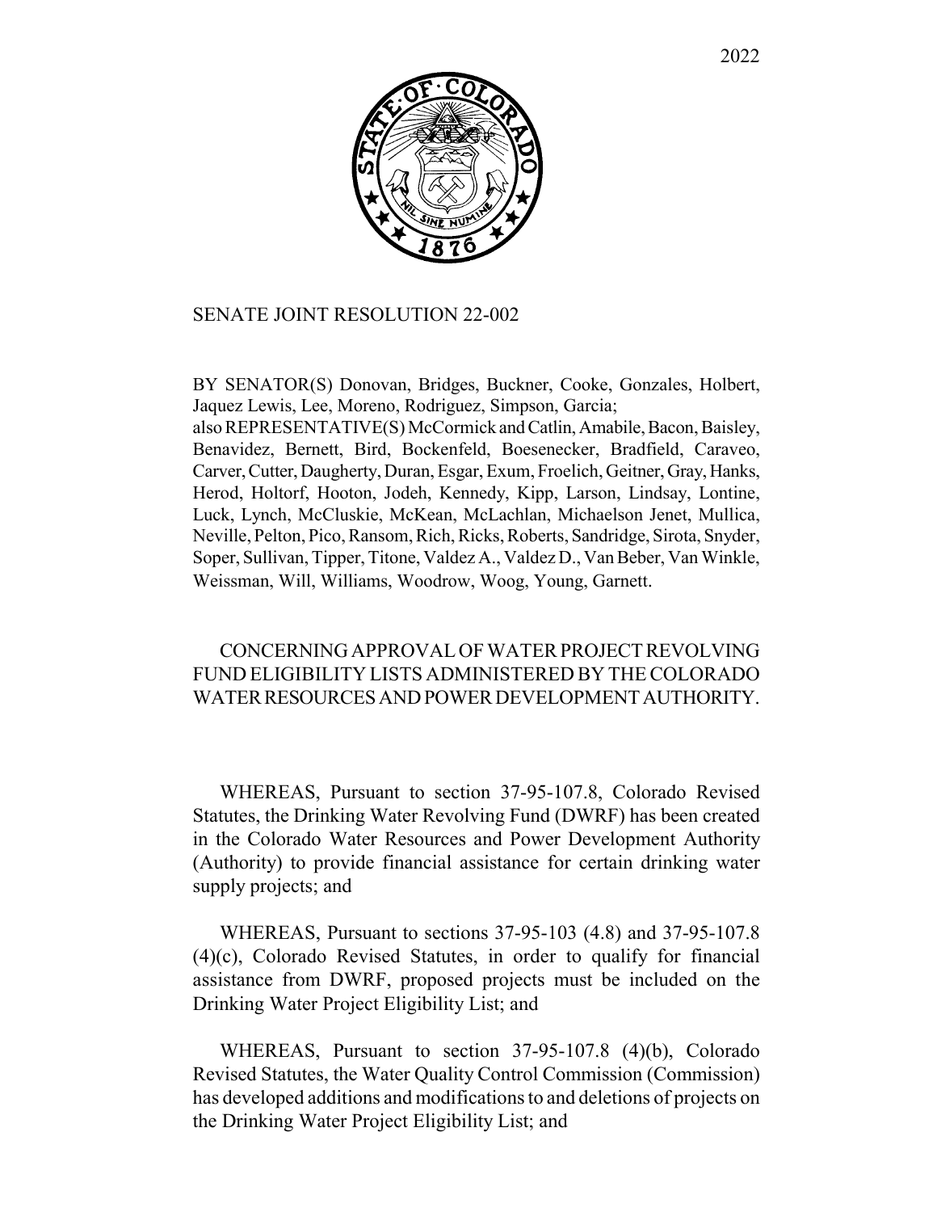2022

SENATE JOINT RESOLUTION 22-002

BY SENATOR(S) Donovan, Bridges, Buckner, Cooke, Gonzales, Holbert, Jaquez Lewis, Lee, Moreno, Rodriguez, Simpson, Garcia;
also REPRESENTATIVE(S) McCormick and Catlin, Amabile, Bacon, Baisley, Benavidez, Bernett, Bird, Bockenfeld, Boesenecker, Bradfield, Caraveo, Carver, Cutter, Daugherty, Duran, Esgar, Exum, Froelich, Geitner, Gray, Hanks, Herod, Holtorf, Hooton, Jodeh, Kennedy, Kipp, Larson, Lindsay, Lontine, Luck, Lynch, McCluskie, McKean, McLachlan, Michaelson Jenet, Mullica, Neville, Pelton, Pico, Ransom, Rich, Ricks, Roberts, Sandridge, Sirota, Snyder, Soper, Sullivan, Tipper, Titone, Valdez A., Valdez D., Van Beber, Van Winkle, Weissman, Will, Williams, Woodrow, Woog, Young, Garnett.

CONCERNING APPROVAL OF WATER PROJECT REVOLVING FUND ELIGIBILITY LISTS ADMINISTERED BY THE COLORADO WATER RESOURCES AND POWER DEVELOPMENT AUTHORITY.

WHEREAS, Pursuant to section 37-95-107.8, Colorado Revised Statutes, the Drinking Water Revolving Fund (DWRF) has been created in the Colorado Water Resources and Power Development Authority (Authority) to provide financial assistance for certain drinking water supply projects; and

WHEREAS, Pursuant to sections 37-95-103 (4.8) and 37-95-107.8 (4)(c), Colorado Revised Statutes, in order to qualify for financial assistance from DWRF, proposed projects must be included on the Drinking Water Project Eligibility List; and

WHEREAS, Pursuant to section 37-95-107.8 (4)(b), Colorado Revised Statutes, the Water Quality Control Commission (Commission) has developed additions and modifications to and deletions of projects on the Drinking Water Project Eligibility List; and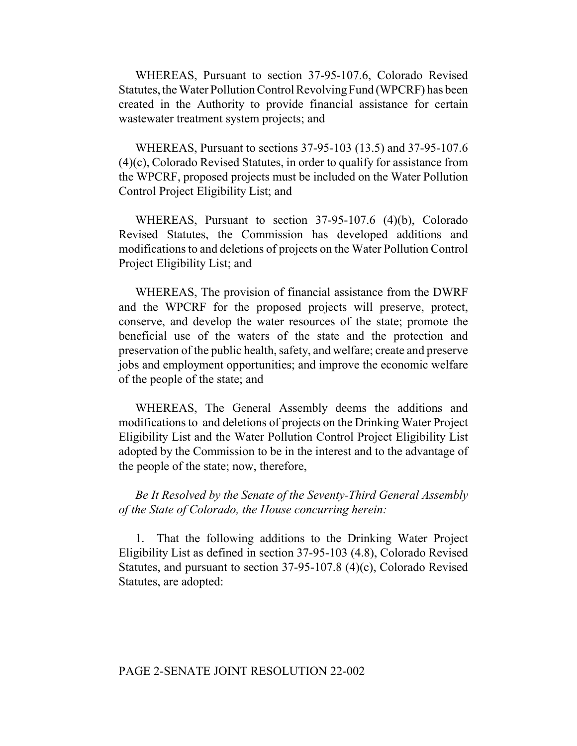WHEREAS, Pursuant to section 37-95-107.6, Colorado Revised Statutes, the Water Pollution Control Revolving Fund (WPCRF) has been created in the Authority to provide financial assistance for certain wastewater treatment system projects; and

WHEREAS, Pursuant to sections 37-95-103 (13.5) and 37-95-107.6 (4)(c), Colorado Revised Statutes, in order to qualify for assistance from the WPCRF, proposed projects must be included on the Water Pollution Control Project Eligibility List; and

WHEREAS, Pursuant to section 37-95-107.6 (4)(b), Colorado Revised Statutes, the Commission has developed additions and modifications to and deletions of projects on the Water Pollution Control Project Eligibility List; and

WHEREAS, The provision of financial assistance from the DWRF and the WPCRF for the proposed projects will preserve, protect, conserve, and develop the water resources of the state; promote the beneficial use of the waters of the state and the protection and preservation of the public health, safety, and welfare; create and preserve jobs and employment opportunities; and improve the economic welfare of the people of the state; and

WHEREAS, The General Assembly deems the additions and modifications to and deletions of projects on the Drinking Water Project Eligibility List and the Water Pollution Control Project Eligibility List adopted by the Commission to be in the interest and to the advantage of the people of the state; now, therefore,

*Be It Resolved by the Senate of the Seventy-Third General Assembly of the State of Colorado, the House concurring herein:*

1. That the following additions to the Drinking Water Project Eligibility List as defined in section 37-95-103 (4.8), Colorado Revised Statutes, and pursuant to section 37-95-107.8 (4)(c), Colorado Revised Statutes, are adopted: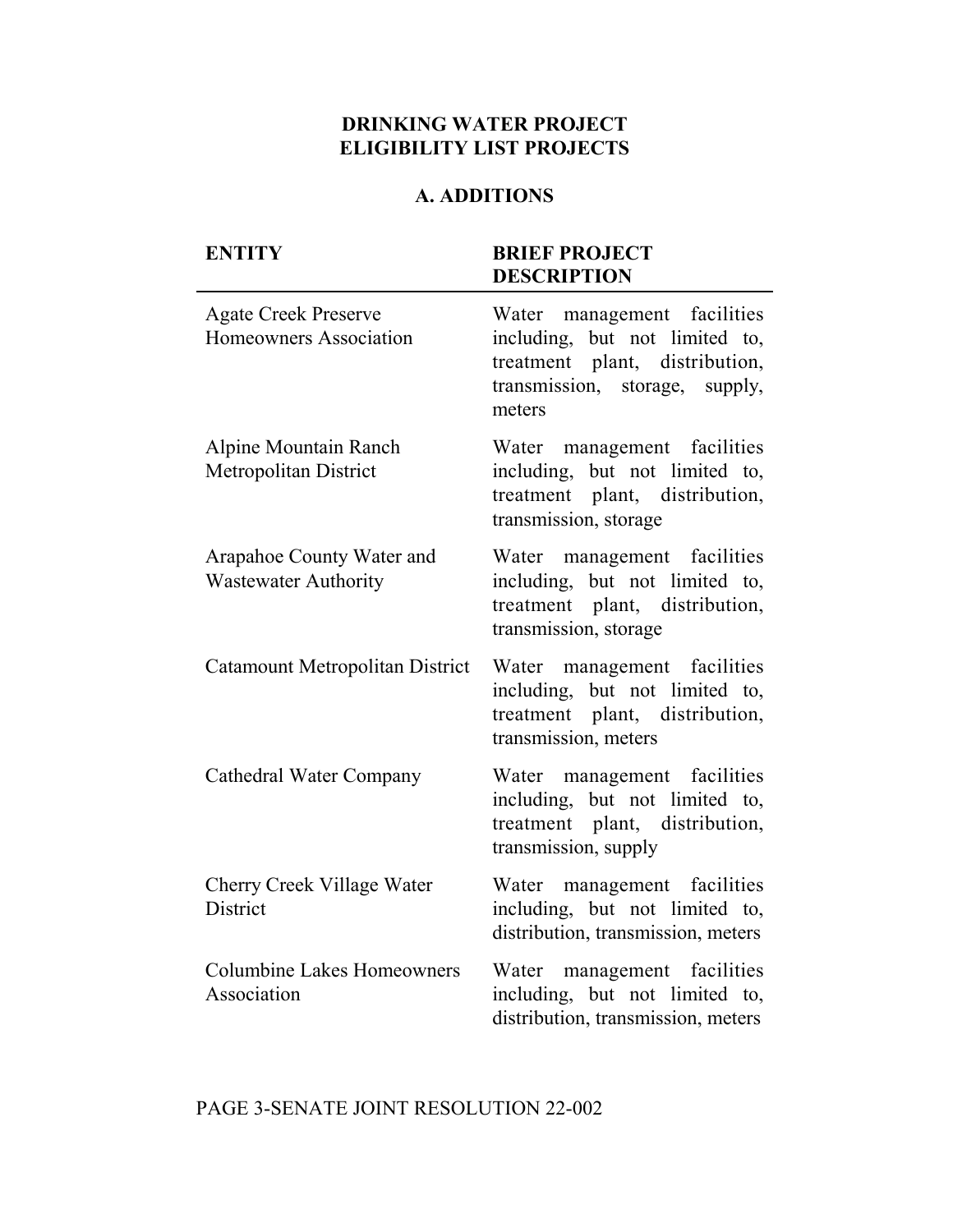**DRINKING WATER PROJECT**
**ELIGIBILITY LIST PROJECTS**

**A. ADDITIONS**

| ENTITY | BRIEF PROJECT DESCRIPTION |
|---|---|
| Agate Creek Preserve Homeowners Association | Water management facilities including, but not limited to, treatment plant, distribution, transmission, storage, supply, meters |
| Alpine Mountain Ranch Metropolitan District | Water management facilities including, but not limited to, treatment plant, distribution, transmission, storage |
| Arapahoe County Water and Wastewater Authority | Water management facilities including, but not limited to, treatment plant, distribution, transmission, storage |
| Catamount Metropolitan District | Water management facilities including, but not limited to, treatment plant, distribution, transmission, meters |
| Cathedral Water Company | Water management facilities including, but not limited to, treatment plant, distribution, transmission, supply |
| Cherry Creek Village Water District | Water management facilities including, but not limited to, distribution, transmission, meters |
| Columbine Lakes Homeowners Association | Water management facilities including, but not limited to, distribution, transmission, meters |

PAGE 3-SENATE JOINT RESOLUTION 22-002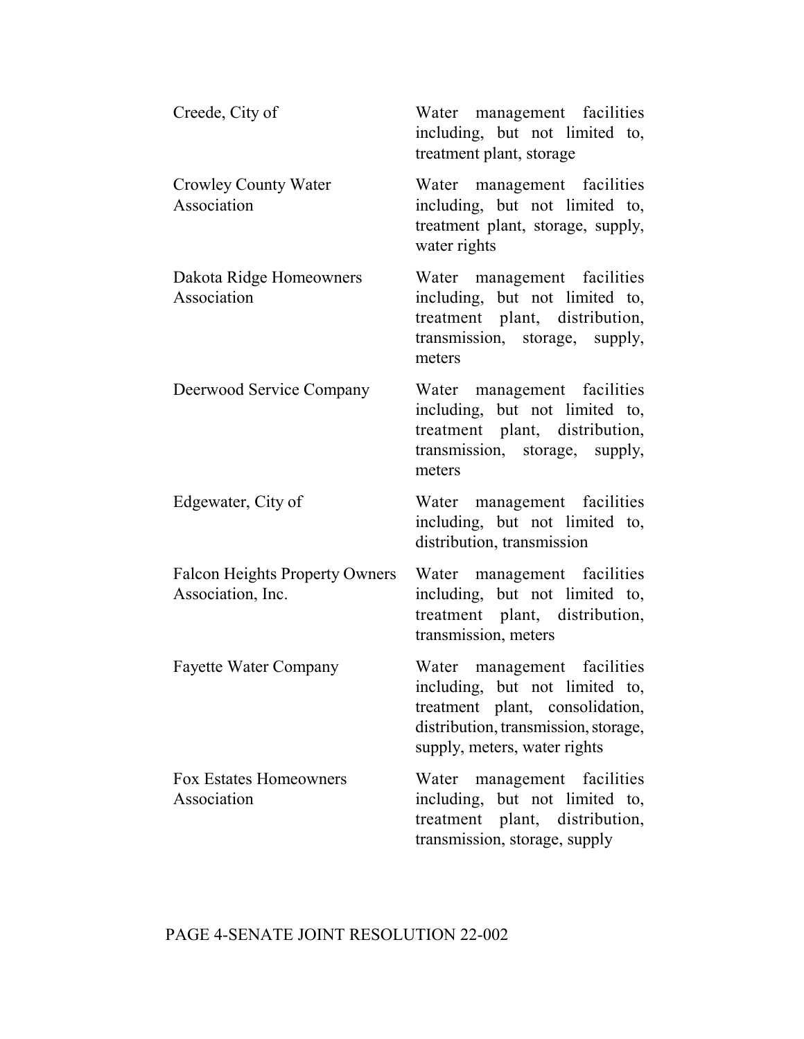| | |
|---|---|
| Creede, City of | Water management facilities including, but not limited to, treatment plant, storage |
| Crowley County Water Association | Water management facilities including, but not limited to, treatment plant, storage, supply, water rights |
| Dakota Ridge Homeowners Association | Water management facilities including, but not limited to, treatment plant, distribution, transmission, storage, supply, meters |
| Deerwood Service Company | Water management facilities including, but not limited to, treatment plant, distribution, transmission, storage, supply, meters |
| Edgewater, City of | Water management facilities including, but not limited to, distribution, transmission |
| Falcon Heights Property Owners Association, Inc. | Water management facilities including, but not limited to, treatment plant, distribution, transmission, meters |
| Fayette Water Company | Water management facilities including, but not limited to, treatment plant, consolidation, distribution, transmission, storage, supply, meters, water rights |
| Fox Estates Homeowners Association | Water management facilities including, but not limited to, treatment plant, distribution, transmission, storage, supply |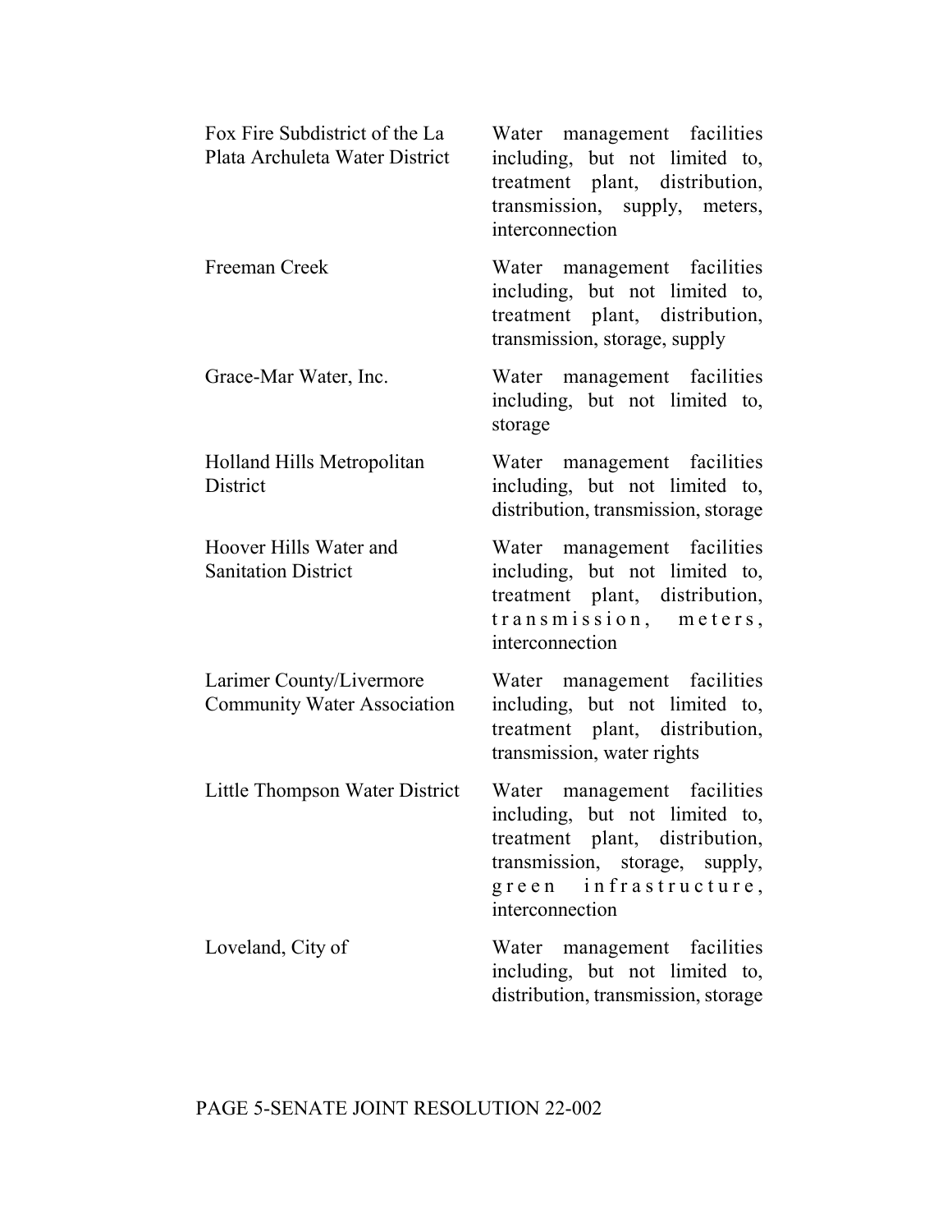| | |
|---|---|
| Fox Fire Subdistrict of the La Plata Archuleta Water District | Water management facilities including, but not limited to, treatment plant, distribution, transmission, supply, meters, interconnection |
| Freeman Creek | Water management facilities including, but not limited to, treatment plant, distribution, transmission, storage, supply |
| Grace-Mar Water, Inc. | Water management facilities including, but not limited to, storage |
| Holland Hills Metropolitan District | Water management facilities including, but not limited to, distribution, transmission, storage |
| Hoover Hills Water and Sanitation District | Water management facilities including, but not limited to, treatment plant, distribution, transmission, meters, interconnection |
| Larimer County/Livermore Community Water Association | Water management facilities including, but not limited to, treatment plant, distribution, transmission, water rights |
| Little Thompson Water District | Water management facilities including, but not limited to, treatment plant, distribution, transmission, storage, supply, green infrastructure, interconnection |
| Loveland, City of | Water management facilities including, but not limited to, distribution, transmission, storage |

PAGE 5-SENATE JOINT RESOLUTION 22-002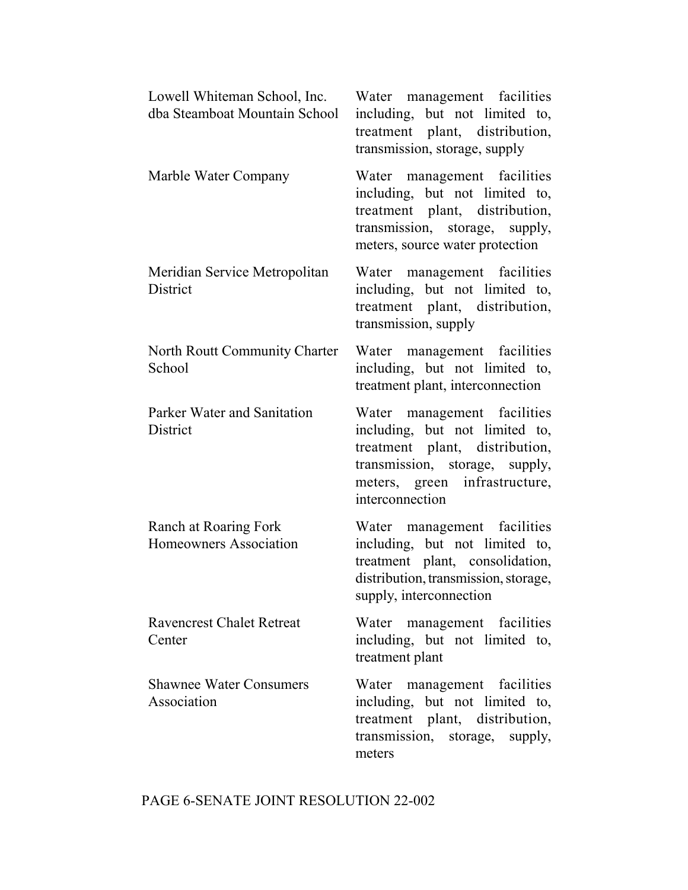| | |
|---|---|
| Lowell Whiteman School, Inc. dba Steamboat Mountain School | Water management facilities including, but not limited to, treatment plant, distribution, transmission, storage, supply |
| Marble Water Company | Water management facilities including, but not limited to, treatment plant, distribution, transmission, storage, supply, meters, source water protection |
| Meridian Service Metropolitan District | Water management facilities including, but not limited to, treatment plant, distribution, transmission, supply |
| North Routt Community Charter School | Water management facilities including, but not limited to, treatment plant, interconnection |
| Parker Water and Sanitation District | Water management facilities including, but not limited to, treatment plant, distribution, transmission, storage, supply, meters, green infrastructure, interconnection |
| Ranch at Roaring Fork Homeowners Association | Water management facilities including, but not limited to, treatment plant, consolidation, distribution, transmission, storage, supply, interconnection |
| Ravencrest Chalet Retreat Center | Water management facilities including, but not limited to, treatment plant |
| Shawnee Water Consumers Association | Water management facilities including, but not limited to, treatment plant, distribution, transmission, storage, supply, meters |

PAGE 6-SENATE JOINT RESOLUTION 22-002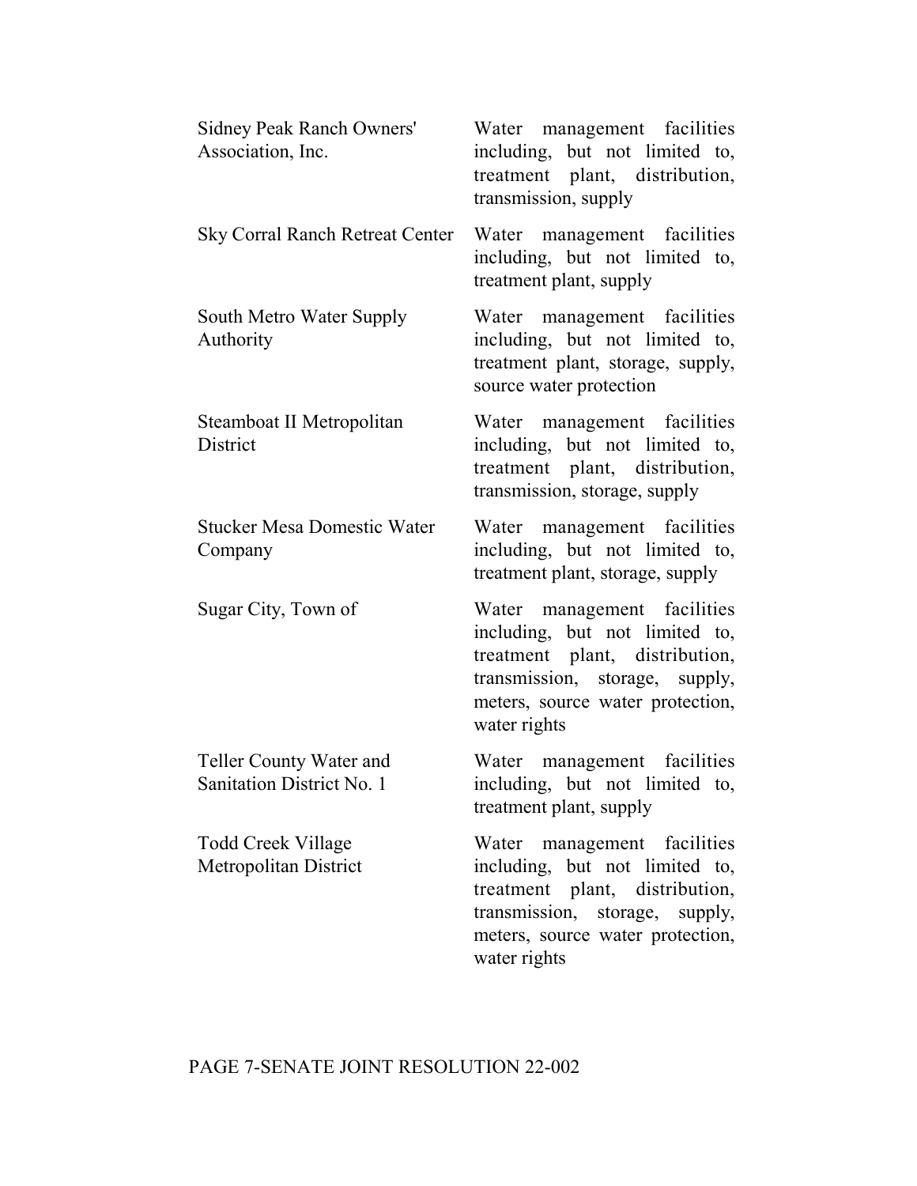| | |
|---|---|
| Sidney Peak Ranch Owners' Association, Inc. | Water management facilities including, but not limited to, treatment plant, distribution, transmission, supply |
| Sky Corral Ranch Retreat Center | Water management facilities including, but not limited to, treatment plant, supply |
| South Metro Water Supply Authority | Water management facilities including, but not limited to, treatment plant, storage, supply, source water protection |
| Steamboat II Metropolitan District | Water management facilities including, but not limited to, treatment plant, distribution, transmission, storage, supply |
| Stucker Mesa Domestic Water Company | Water management facilities including, but not limited to, treatment plant, storage, supply |
| Sugar City, Town of | Water management facilities including, but not limited to, treatment plant, distribution, transmission, storage, supply, meters, source water protection, water rights |
| Teller County Water and Sanitation District No. 1 | Water management facilities including, but not limited to, treatment plant, supply |
| Todd Creek Village Metropolitan District | Water management facilities including, but not limited to, treatment plant, distribution, transmission, storage, supply, meters, source water protection, water rights |

PAGE 7-SENATE JOINT RESOLUTION 22-002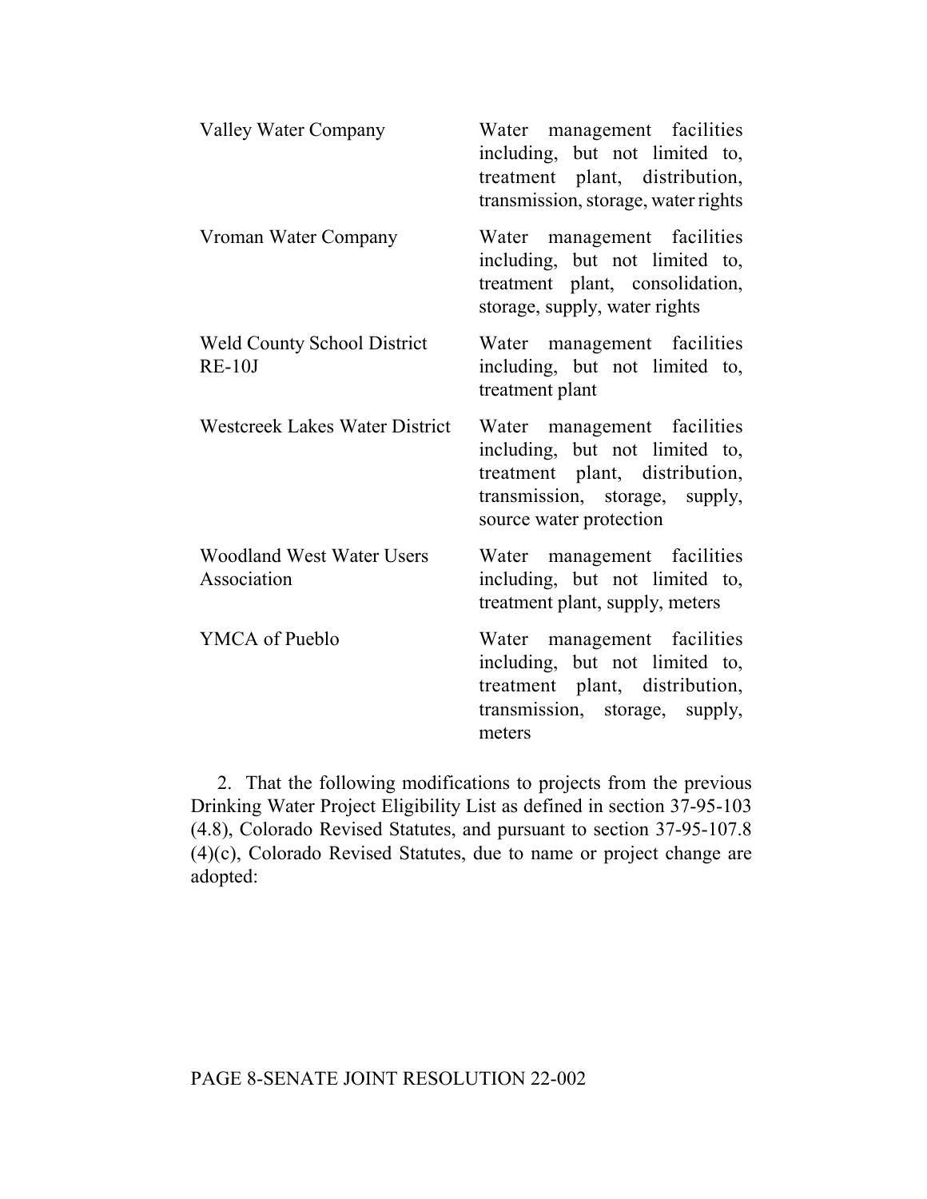| | |
|---|---|
| Valley Water Company | Water management facilities including, but not limited to, treatment plant, distribution, transmission, storage, water rights |
| Vroman Water Company | Water management facilities including, but not limited to, treatment plant, consolidation, storage, supply, water rights |
| Weld County School District RE-10J | Water management facilities including, but not limited to, treatment plant |
| Westcreek Lakes Water District | Water management facilities including, but not limited to, treatment plant, distribution, transmission, storage, supply, source water protection |
| Woodland West Water Users Association | Water management facilities including, but not limited to, treatment plant, supply, meters |
| YMCA of Pueblo | Water management facilities including, but not limited to, treatment plant, distribution, transmission, storage, supply, meters |

2. That the following modifications to projects from the previous Drinking Water Project Eligibility List as defined in section 37-95-103 (4.8), Colorado Revised Statutes, and pursuant to section 37-95-107.8 (4)(c), Colorado Revised Statutes, due to name or project change are adopted: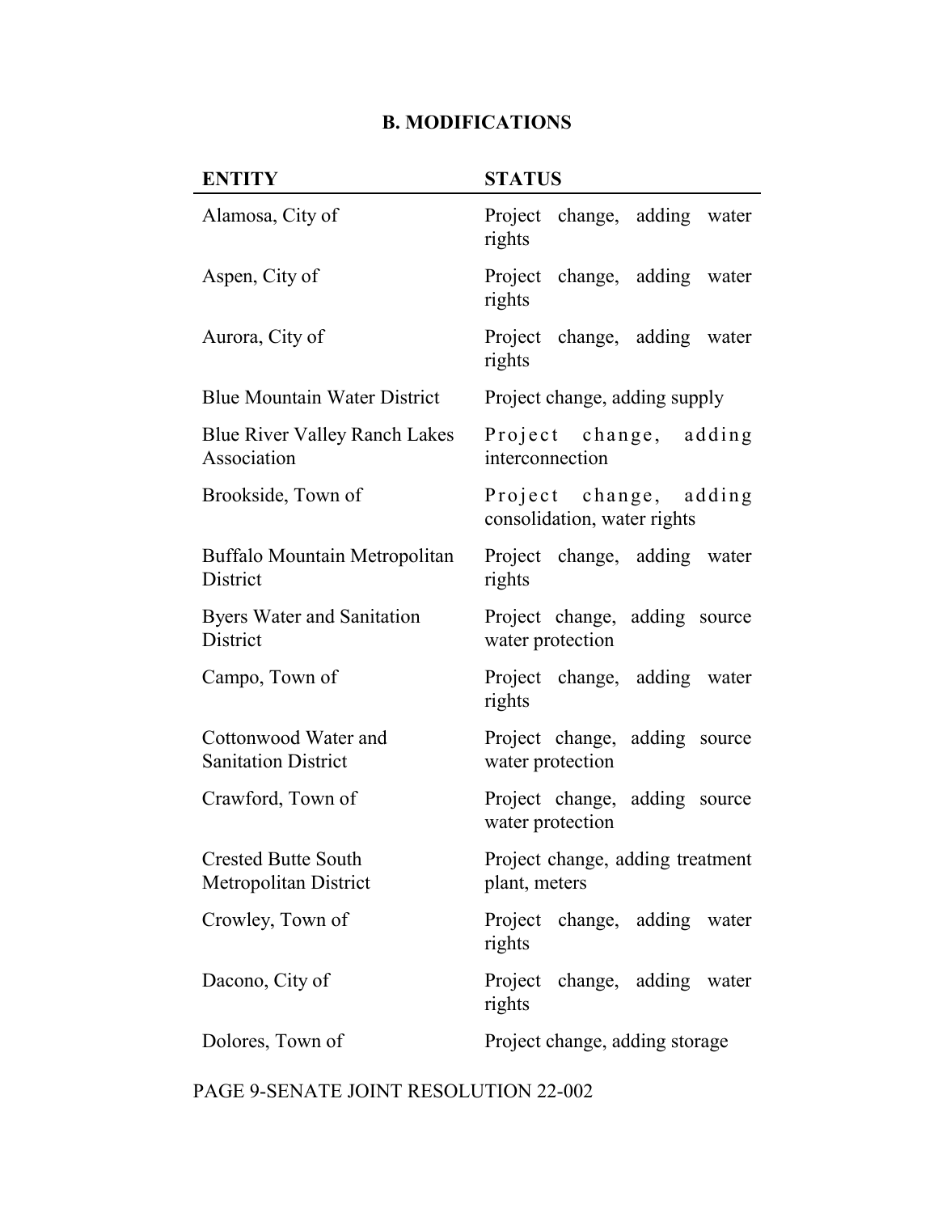## B. MODIFICATIONS

| ENTITY | STATUS |
|---|---|
| Alamosa, City of | Project change, adding water rights |
| Aspen, City of | Project change, adding water rights |
| Aurora, City of | Project change, adding water rights |
| Blue Mountain Water District | Project change, adding supply |
| Blue River Valley Ranch Lakes Association | Project change, adding interconnection |
| Brookside, Town of | Project change, adding consolidation, water rights |
| Buffalo Mountain Metropolitan District | Project change, adding water rights |
| Byers Water and Sanitation District | Project change, adding source water protection |
| Campo, Town of | Project change, adding water rights |
| Cottonwood Water and Sanitation District | Project change, adding source water protection |
| Crawford, Town of | Project change, adding source water protection |
| Crested Butte South Metropolitan District | Project change, adding treatment plant, meters |
| Crowley, Town of | Project change, adding water rights |
| Dacono, City of | Project change, adding water rights |
| Dolores, Town of | Project change, adding storage |

PAGE 9-SENATE JOINT RESOLUTION 22-002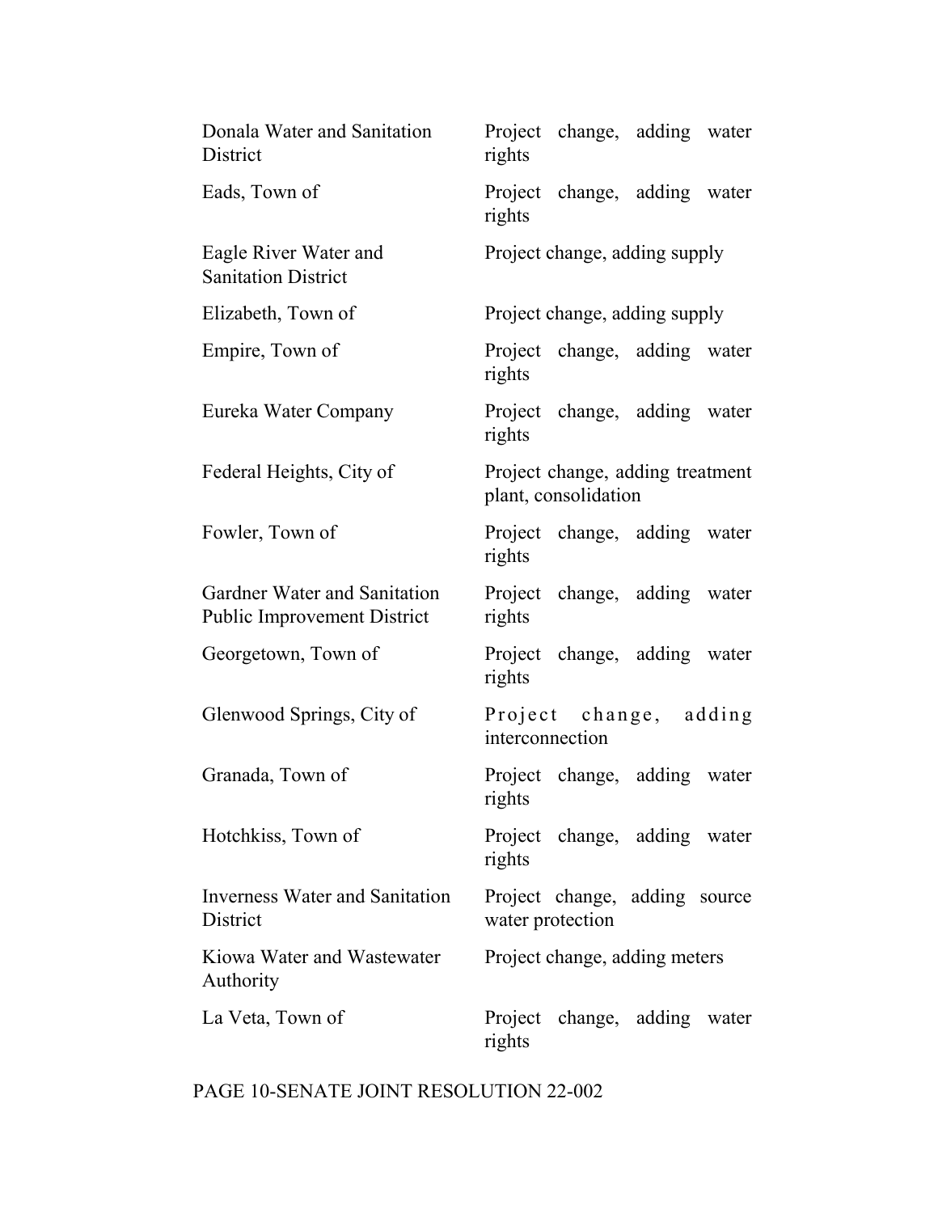| | |
|---|---|
| Donala Water and Sanitation District | Project change, adding water rights |
| Eads, Town of | Project change, adding water rights |
| Eagle River Water and Sanitation District | Project change, adding supply |
| Elizabeth, Town of | Project change, adding supply |
| Empire, Town of | Project change, adding water rights |
| Eureka Water Company | Project change, adding water rights |
| Federal Heights, City of | Project change, adding treatment plant, consolidation |
| Fowler, Town of | Project change, adding water rights |
| Gardner Water and Sanitation Public Improvement District | Project change, adding water rights |
| Georgetown, Town of | Project change, adding water rights |
| Glenwood Springs, City of | Project change, adding interconnection |
| Granada, Town of | Project change, adding water rights |
| Hotchkiss, Town of | Project change, adding water rights |
| Inverness Water and Sanitation District | Project change, adding source water protection |
| Kiowa Water and Wastewater Authority | Project change, adding meters |
| La Veta, Town of | Project change, adding water rights |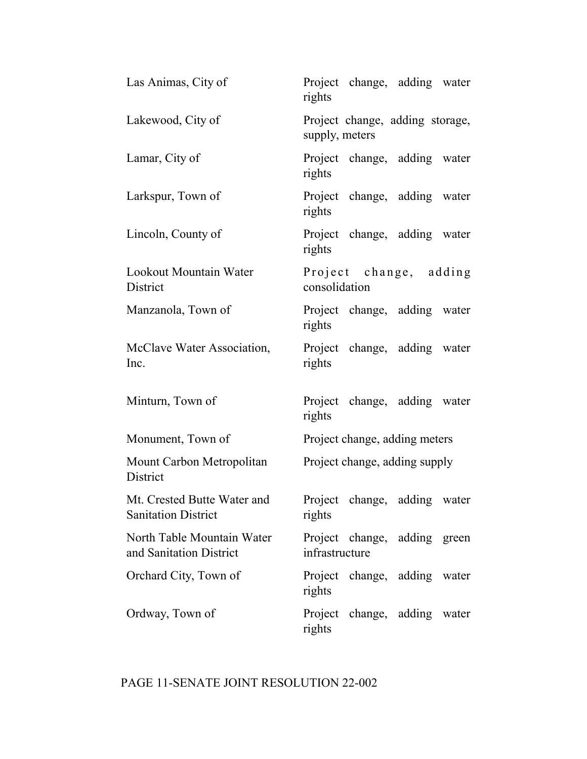| | |
|---|---|
| Las Animas, City of | Project change, adding water rights |
| Lakewood, City of | Project change, adding storage, supply, meters |
| Lamar, City of | Project change, adding water rights |
| Larkspur, Town of | Project change, adding water rights |
| Lincoln, County of | Project change, adding water rights |
| Lookout Mountain Water District | Project change, adding consolidation |
| Manzanola, Town of | Project change, adding water rights |
| McClave Water Association, Inc. | Project change, adding water rights |
| Minturn, Town of | Project change, adding water rights |
| Monument, Town of | Project change, adding meters |
| Mount Carbon Metropolitan District | Project change, adding supply |
| Mt. Crested Butte Water and Sanitation District | Project change, adding water rights |
| North Table Mountain Water and Sanitation District | Project change, adding green infrastructure |
| Orchard City, Town of | Project change, adding water rights |
| Ordway, Town of | Project change, adding water rights |

PAGE 11-SENATE JOINT RESOLUTION 22-002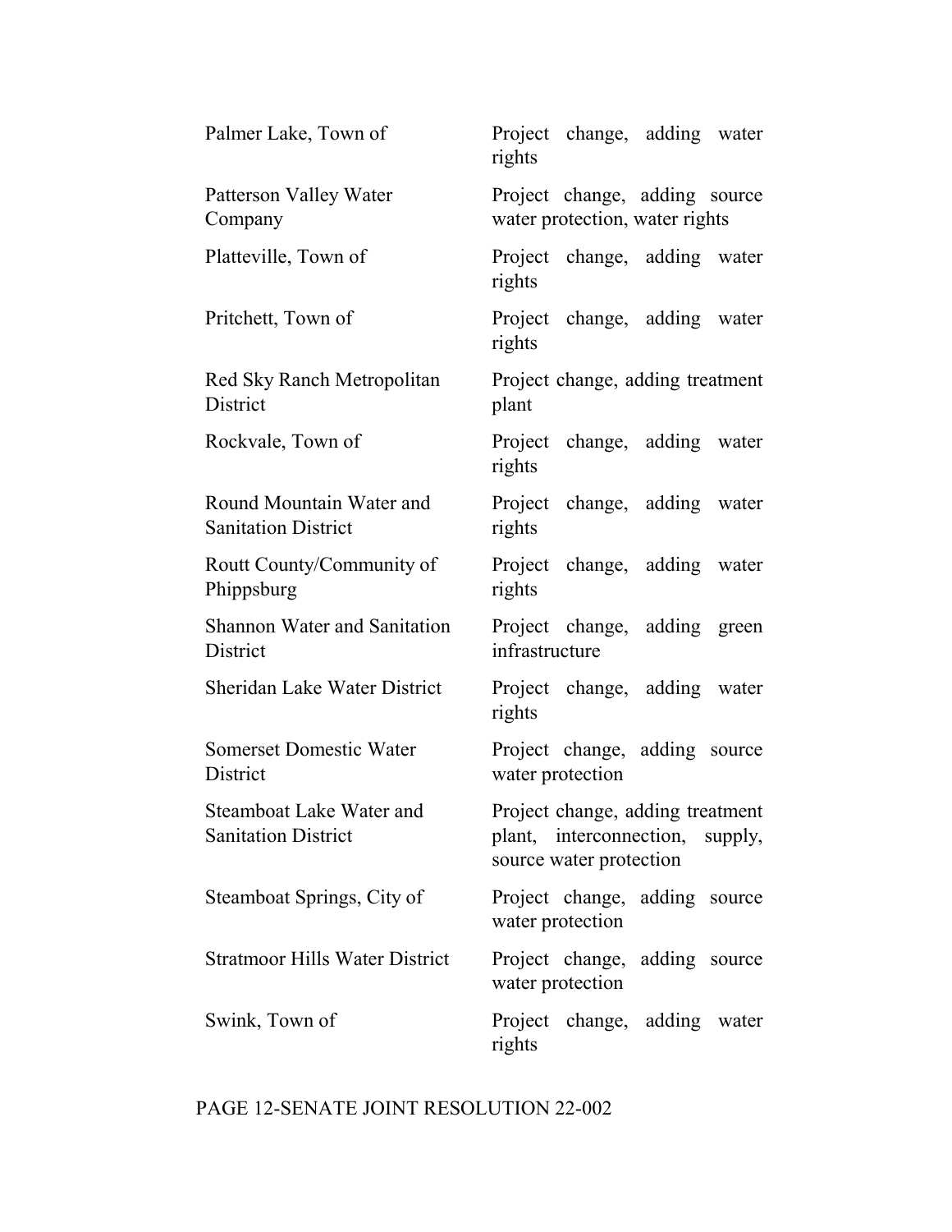| | |
|---|---|
| Palmer Lake, Town of | Project change, adding water rights |
| Patterson Valley Water Company | Project change, adding source water protection, water rights |
| Platteville, Town of | Project change, adding water rights |
| Pritchett, Town of | Project change, adding water rights |
| Red Sky Ranch Metropolitan District | Project change, adding treatment plant |
| Rockvale, Town of | Project change, adding water rights |
| Round Mountain Water and Sanitation District | Project change, adding water rights |
| Routt County/Community of Phippsburg | Project change, adding water rights |
| Shannon Water and Sanitation District | Project change, adding green infrastructure |
| Sheridan Lake Water District | Project change, adding water rights |
| Somerset Domestic Water District | Project change, adding source water protection |
| Steamboat Lake Water and Sanitation District | Project change, adding treatment plant, interconnection, supply, source water protection |
| Steamboat Springs, City of | Project change, adding source water protection |
| Stratmoor Hills Water District | Project change, adding source water protection |
| Swink, Town of | Project change, adding water rights |

PAGE 12-SENATE JOINT RESOLUTION 22-002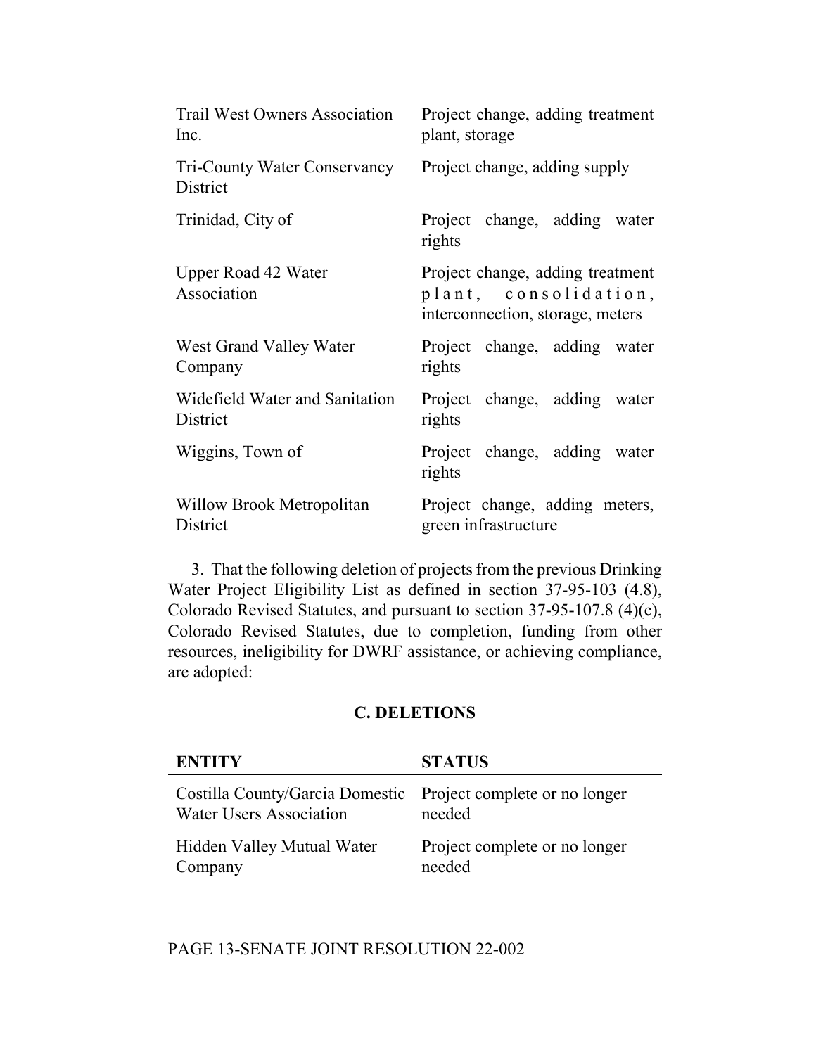| | |
|---|---|
| Trail West Owners Association Inc. | Project change, adding treatment plant, storage |
| Tri-County Water Conservancy District | Project change, adding supply |
| Trinidad, City of | Project change, adding water rights |
| Upper Road 42 Water Association | Project change, adding treatment plant, consolidation, interconnection, storage, meters |
| West Grand Valley Water Company | Project change, adding water rights |
| Widefield Water and Sanitation District | Project change, adding water rights |
| Wiggins, Town of | Project change, adding water rights |
| Willow Brook Metropolitan District | Project change, adding meters, green infrastructure |

3. That the following deletion of projects from the previous Drinking Water Project Eligibility List as defined in section 37-95-103 (4.8), Colorado Revised Statutes, and pursuant to section 37-95-107.8 (4)(c), Colorado Revised Statutes, due to completion, funding from other resources, ineligibility for DWRF assistance, or achieving compliance, are adopted:

**C. DELETIONS**

| ENTITY | STATUS |
|---|---|
| Costilla County/Garcia Domestic Water Users Association | Project complete or no longer needed |
| Hidden Valley Mutual Water Company | Project complete or no longer needed |

PAGE 13-SENATE JOINT RESOLUTION 22-002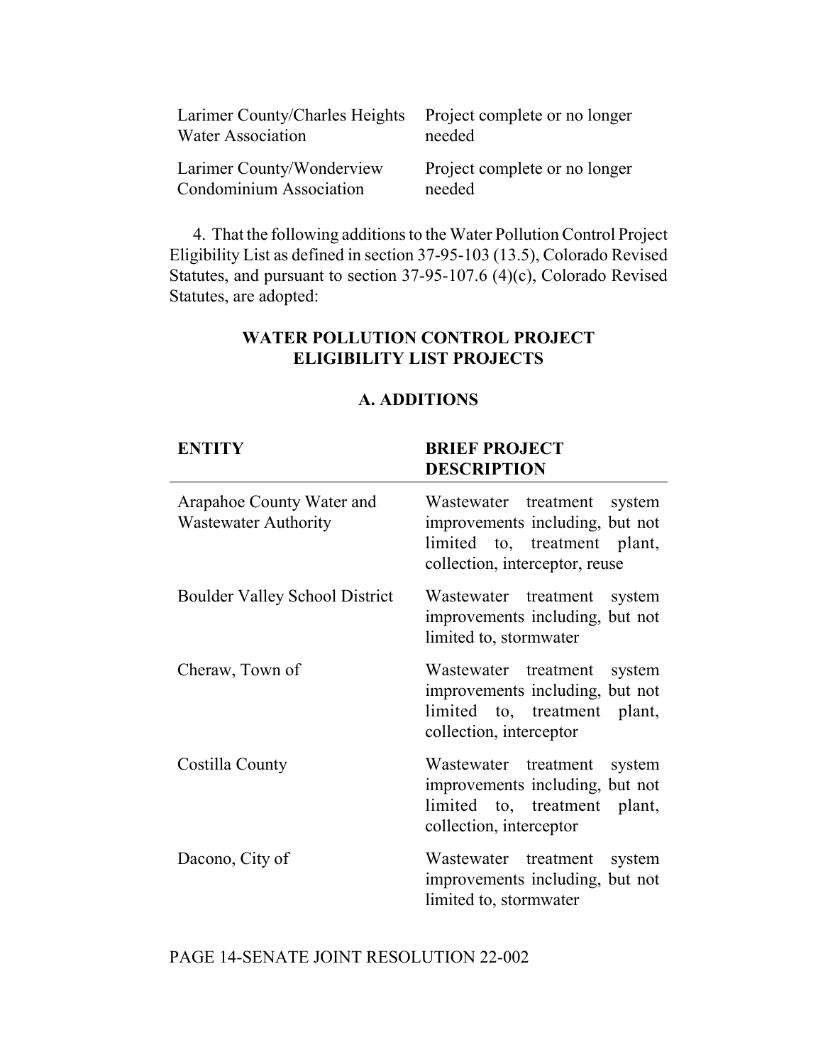| | |
|---|---|
| Larimer County/Charles Heights Water Association | Project complete or no longer needed |
| Larimer County/Wonderview Condominium Association | Project complete or no longer needed |

4. That the following additions to the Water Pollution Control Project Eligibility List as defined in section 37-95-103 (13.5), Colorado Revised Statutes, and pursuant to section 37-95-107.6 (4)(c), Colorado Revised Statutes, are adopted:

**WATER POLLUTION CONTROL PROJECT ELIGIBILITY LIST PROJECTS**

**A. ADDITIONS**

| ENTITY | BRIEF PROJECT DESCRIPTION |
|---|---|
| Arapahoe County Water and Wastewater Authority | Wastewater treatment system improvements including, but not limited to, treatment plant, collection, interceptor, reuse |
| Boulder Valley School District | Wastewater treatment system improvements including, but not limited to, stormwater |
| Cheraw, Town of | Wastewater treatment system improvements including, but not limited to, treatment plant, collection, interceptor |
| Costilla County | Wastewater treatment system improvements including, but not limited to, treatment plant, collection, interceptor |
| Dacono, City of | Wastewater treatment system improvements including, but not limited to, stormwater |

PAGE 14-SENATE JOINT RESOLUTION 22-002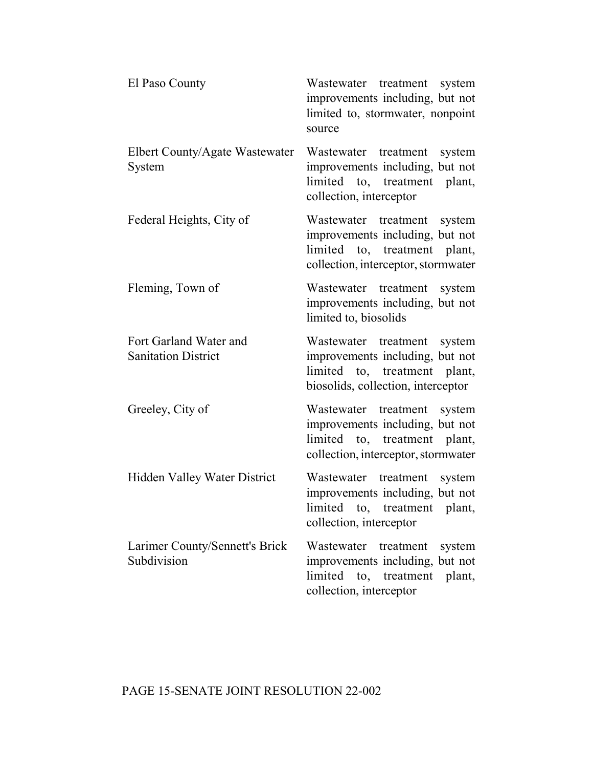| | |
|---|---|
| El Paso County | Wastewater treatment system improvements including, but not limited to, stormwater, nonpoint source |
| Elbert County/Agate Wastewater System | Wastewater treatment system improvements including, but not limited to, treatment plant, collection, interceptor |
| Federal Heights, City of | Wastewater treatment system improvements including, but not limited to, treatment plant, collection, interceptor, stormwater |
| Fleming, Town of | Wastewater treatment system improvements including, but not limited to, biosolids |
| Fort Garland Water and Sanitation District | Wastewater treatment system improvements including, but not limited to, treatment plant, biosolids, collection, interceptor |
| Greeley, City of | Wastewater treatment system improvements including, but not limited to, treatment plant, collection, interceptor, stormwater |
| Hidden Valley Water District | Wastewater treatment system improvements including, but not limited to, treatment plant, collection, interceptor |
| Larimer County/Sennett's Brick Subdivision | Wastewater treatment system improvements including, but not limited to, treatment plant, collection, interceptor |

PAGE 15-SENATE JOINT RESOLUTION 22-002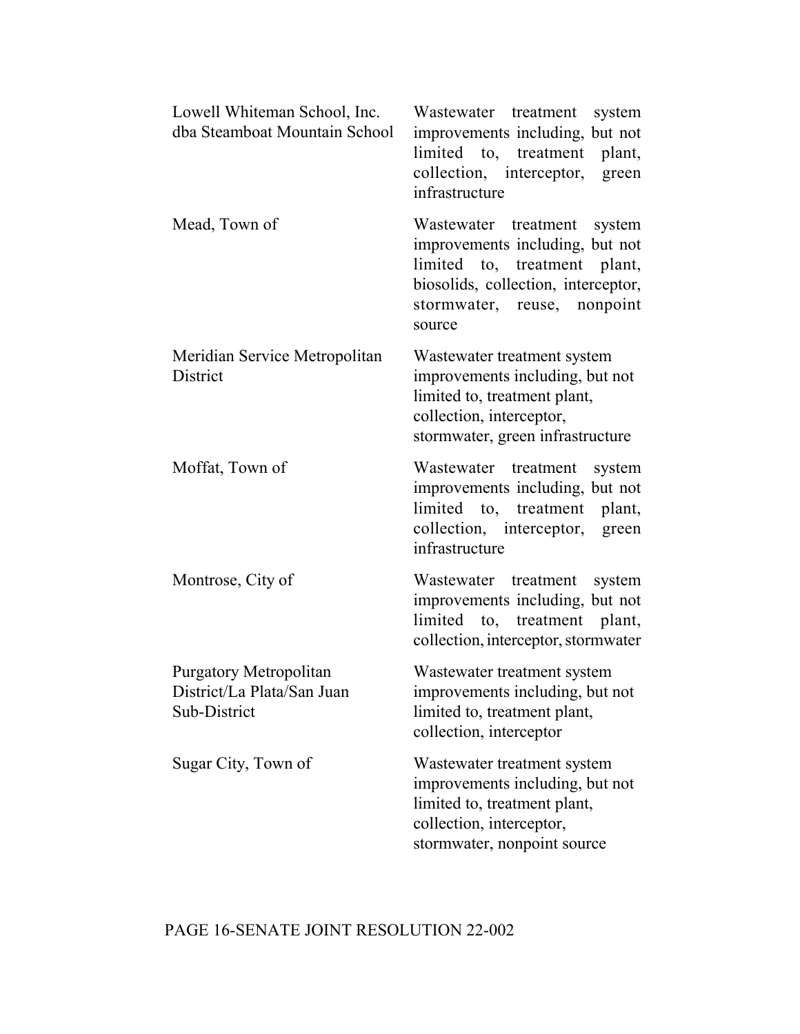| | |
|---|---|
| Lowell Whiteman School, Inc. dba Steamboat Mountain School | Wastewater treatment system improvements including, but not limited to, treatment plant, collection, interceptor, green infrastructure |
| Mead, Town of | Wastewater treatment system improvements including, but not limited to, treatment plant, biosolids, collection, interceptor, stormwater, reuse, nonpoint source |
| Meridian Service Metropolitan District | Wastewater treatment system improvements including, but not limited to, treatment plant, collection, interceptor, stormwater, green infrastructure |
| Moffat, Town of | Wastewater treatment system improvements including, but not limited to, treatment plant, collection, interceptor, green infrastructure |
| Montrose, City of | Wastewater treatment system improvements including, but not limited to, treatment plant, collection, interceptor, stormwater |
| Purgatory Metropolitan District/La Plata/San Juan Sub-District | Wastewater treatment system improvements including, but not limited to, treatment plant, collection, interceptor |
| Sugar City, Town of | Wastewater treatment system improvements including, but not limited to, treatment plant, collection, interceptor, stormwater, nonpoint source |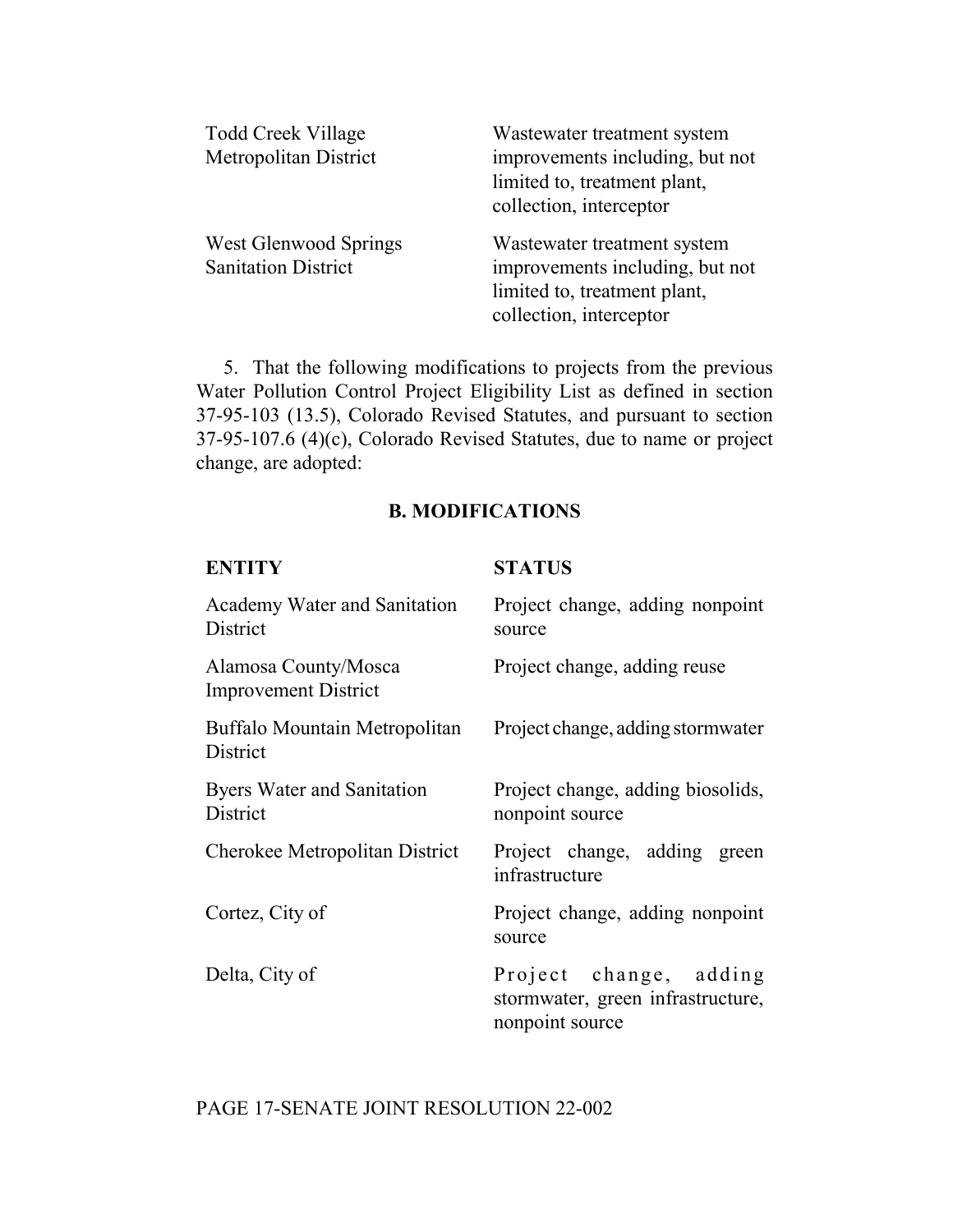| | |
|---|---|
| Todd Creek Village Metropolitan District | Wastewater treatment system improvements including, but not limited to, treatment plant, collection, interceptor |
| West Glenwood Springs Sanitation District | Wastewater treatment system improvements including, but not limited to, treatment plant, collection, interceptor |

5. That the following modifications to projects from the previous Water Pollution Control Project Eligibility List as defined in section 37-95-103 (13.5), Colorado Revised Statutes, and pursuant to section 37-95-107.6 (4)(c), Colorado Revised Statutes, due to name or project change, are adopted:

## B. MODIFICATIONS

| **ENTITY** | **STATUS** |
|---|---|
| Academy Water and Sanitation District | Project change, adding nonpoint source |
| Alamosa County/Mosca Improvement District | Project change, adding reuse |
| Buffalo Mountain Metropolitan District | Project change, adding stormwater |
| Byers Water and Sanitation District | Project change, adding biosolids, nonpoint source |
| Cherokee Metropolitan District | Project change, adding green infrastructure |
| Cortez, City of | Project change, adding nonpoint source |
| Delta, City of | Project change, adding stormwater, green infrastructure, nonpoint source |

PAGE 17-SENATE JOINT RESOLUTION 22-002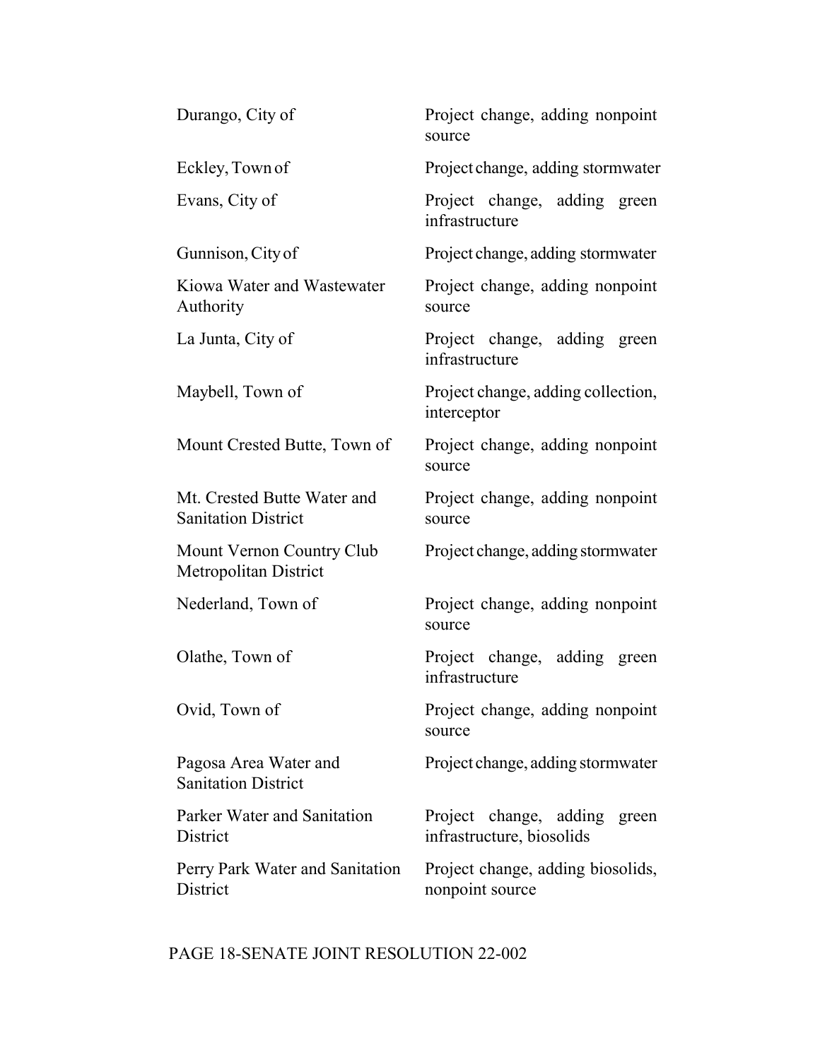| | |
|---|---|
| Durango, City of | Project change, adding nonpoint source |
| Eckley, Town of | Project change, adding stormwater |
| Evans, City of | Project change, adding green infrastructure |
| Gunnison, City of | Project change, adding stormwater |
| Kiowa Water and Wastewater Authority | Project change, adding nonpoint source |
| La Junta, City of | Project change, adding green infrastructure |
| Maybell, Town of | Project change, adding collection, interceptor |
| Mount Crested Butte, Town of | Project change, adding nonpoint source |
| Mt. Crested Butte Water and Sanitation District | Project change, adding nonpoint source |
| Mount Vernon Country Club Metropolitan District | Project change, adding stormwater |
| Nederland, Town of | Project change, adding nonpoint source |
| Olathe, Town of | Project change, adding green infrastructure |
| Ovid, Town of | Project change, adding nonpoint source |
| Pagosa Area Water and Sanitation District | Project change, adding stormwater |
| Parker Water and Sanitation District | Project change, adding green infrastructure, biosolids |
| Perry Park Water and Sanitation District | Project change, adding biosolids, nonpoint source |

PAGE 18-SENATE JOINT RESOLUTION 22-002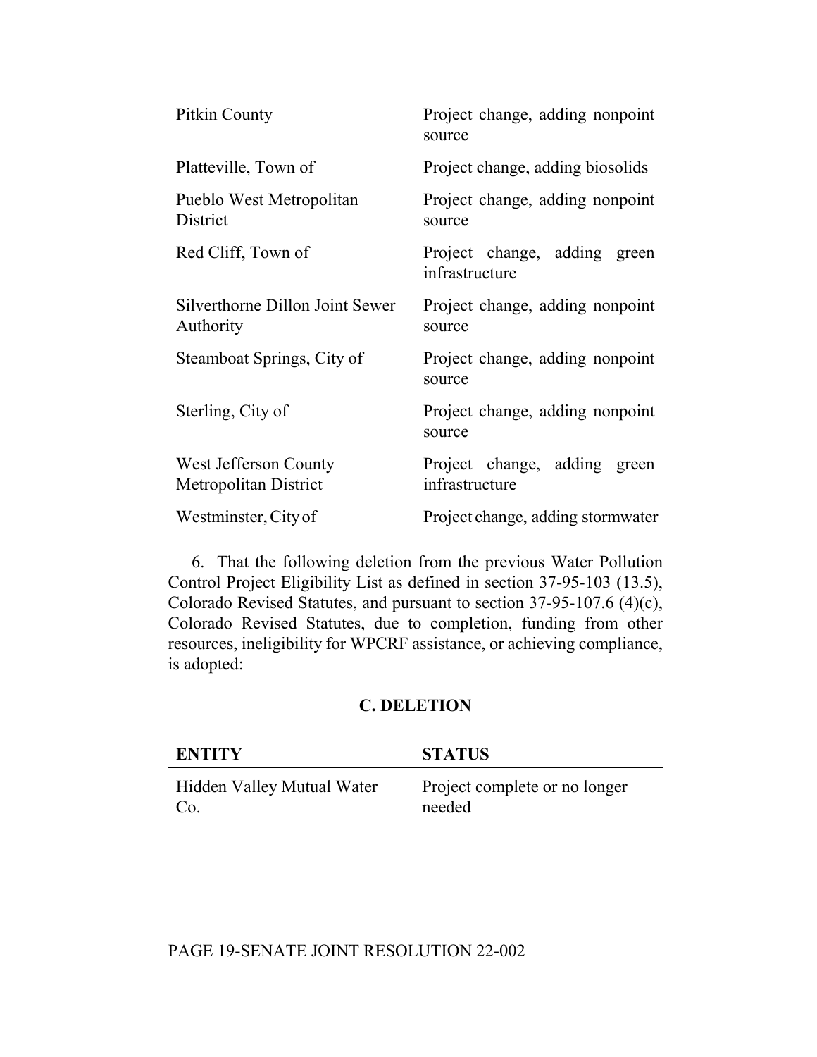| | |
|---|---|
| Pitkin County | Project change, adding nonpoint source |
| Platteville, Town of | Project change, adding biosolids |
| Pueblo West Metropolitan District | Project change, adding nonpoint source |
| Red Cliff, Town of | Project change, adding green infrastructure |
| Silverthorne Dillon Joint Sewer Authority | Project change, adding nonpoint source |
| Steamboat Springs, City of | Project change, adding nonpoint source |
| Sterling, City of | Project change, adding nonpoint source |
| West Jefferson County Metropolitan District | Project change, adding green infrastructure |
| Westminster, City of | Project change, adding stormwater |

6. That the following deletion from the previous Water Pollution Control Project Eligibility List as defined in section 37-95-103 (13.5), Colorado Revised Statutes, and pursuant to section 37-95-107.6 (4)(c), Colorado Revised Statutes, due to completion, funding from other resources, ineligibility for WPCRF assistance, or achieving compliance, is adopted:

**C. DELETION**

| ENTITY | STATUS |
|---|---|
| Hidden Valley Mutual Water Co. | Project complete or no longer needed |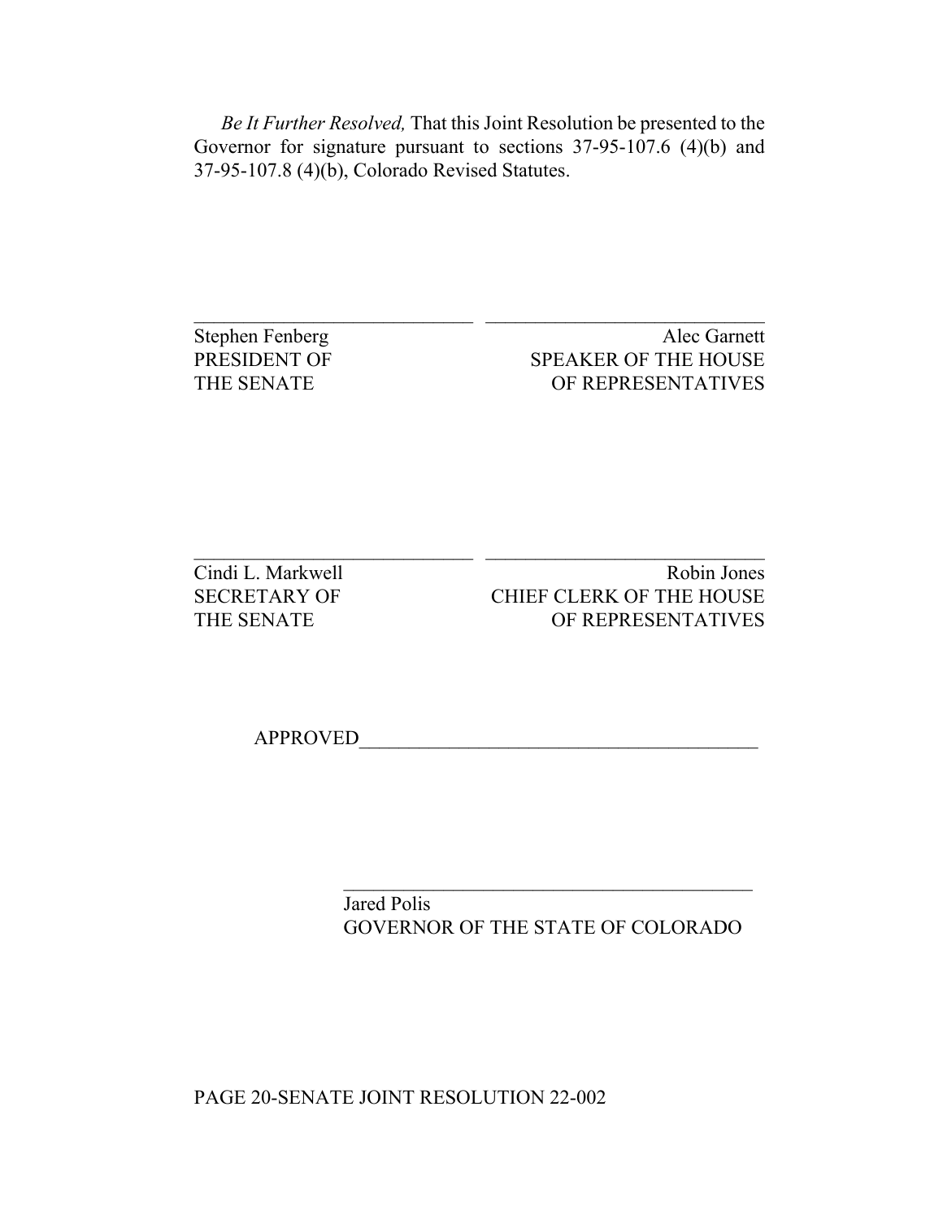*Be It Further Resolved,* That this Joint Resolution be presented to the Governor for signature pursuant to sections 37-95-107.6 (4)(b) and 37-95-107.8 (4)(b), Colorado Revised Statutes.

| | |
|---|---|
| ____________________________ | ____________________________ |
| Stephen Fenberg | Alec Garnett |
| PRESIDENT OF THE SENATE | SPEAKER OF THE HOUSE OF REPRESENTATIVES |

| | |
|---|---|
| ____________________________ | ____________________________ |
| Cindi L. Markwell | Robin Jones |
| SECRETARY OF THE SENATE | CHIEF CLERK OF THE HOUSE OF REPRESENTATIVES |

APPROVED________________________________________

____________________________________________

Jared Polis
GOVERNOR OF THE STATE OF COLORADO

PAGE 20-SENATE JOINT RESOLUTION 22-002